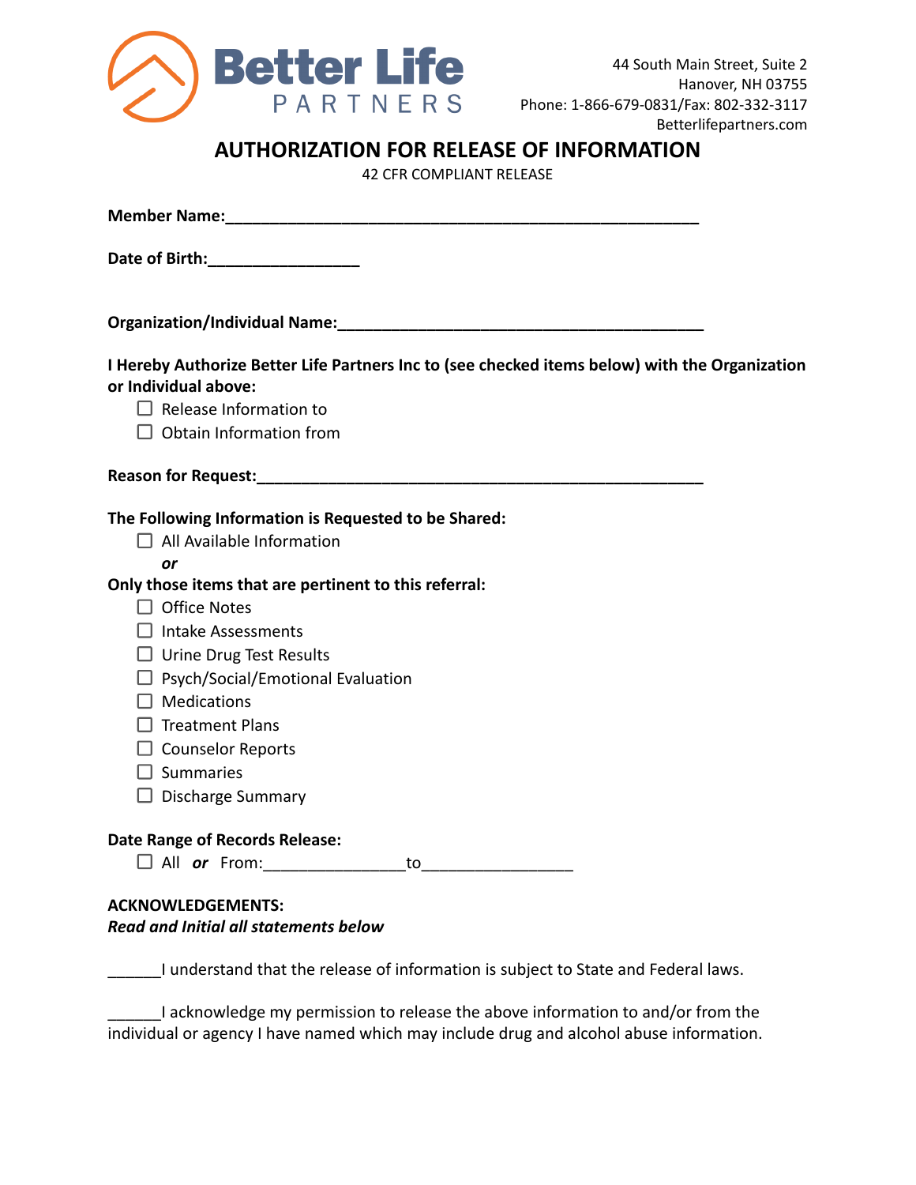**Better Life PARTNERS**

44 South Main Street, Suite 2
Hanover, NH 03755
Phone: 1-866-679-0831/Fax: 802-332-3117
Betterlifepartners.com

# AUTHORIZATION FOR RELEASE OF INFORMATION

42 CFR COMPLIANT RELEASE

**Member Name:**_______________________________________________________

**Date of Birth:**_________________

**Organization/Individual Name:**__________________________________________

**I Hereby Authorize Better Life Partners Inc to (see checked items below) with the Organization or Individual above:**

- ☐ Release Information to
- ☐ Obtain Information from

**Reason for Request:**___________________________________________________

**The Following Information is Requested to be Shared:**

- ☐ All Available Information

  ***or***

**Only those items that are pertinent to this referral:**

- ☐ Office Notes
- ☐ Intake Assessments
- ☐ Urine Drug Test Results
- ☐ Psych/Social/Emotional Evaluation
- ☐ Medications
- ☐ Treatment Plans
- ☐ Counselor Reports
- ☐ Summaries
- ☐ Discharge Summary

**Date Range of Records Release:**

- ☐ All ***or*** From:________________to_________________

**ACKNOWLEDGEMENTS:**

***Read and Initial all statements below***

______I understand that the release of information is subject to State and Federal laws.

______I acknowledge my permission to release the above information to and/or from the individual or agency I have named which may include drug and alcohol abuse information.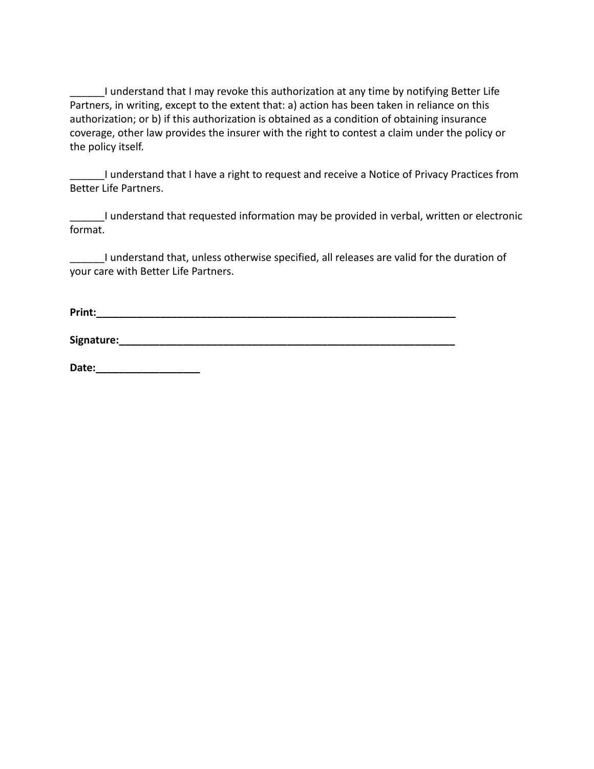______I understand that I may revoke this authorization at any time by notifying Better Life Partners, in writing, except to the extent that: a) action has been taken in reliance on this authorization; or b) if this authorization is obtained as a condition of obtaining insurance coverage, other law provides the insurer with the right to contest a claim under the policy or the policy itself.

______I understand that I have a right to request and receive a Notice of Privacy Practices from Better Life Partners.

______I understand that requested information may be provided in verbal, written or electronic format.

______I understand that, unless otherwise specified, all releases are valid for the duration of your care with Better Life Partners.

**Print:**_______________________________________________________________

**Signature:**___________________________________________________________

**Date:**__________________